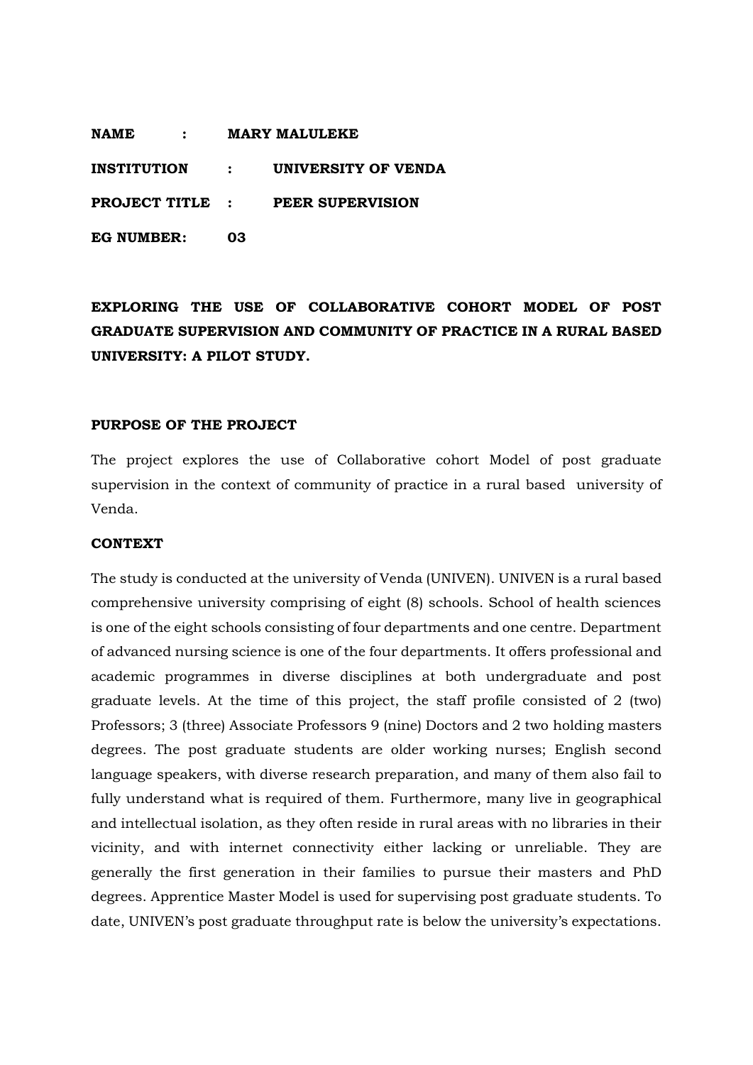**NAME : MARY MALULEKE**

**INSTITUTION : UNIVERSITY OF VENDA**

**PROJECT TITLE : PEER SUPERVISION**

**EG NUMBER: 03**

# EXPLORING THE USE OF COLLABORATIVE COHORT MODEL OF POST GRADUATE SUPERVISION AND COMMUNITY OF PRACTICE IN A RURAL BASED UNIVERSITY: A PILOT STUDY.

## PURPOSE OF THE PROJECT

The project explores the use of Collaborative cohort Model of post graduate supervision in the context of community of practice in a rural based university of Venda.

## CONTEXT

The study is conducted at the university of Venda (UNIVEN). UNIVEN is a rural based comprehensive university comprising of eight (8) schools. School of health sciences is one of the eight schools consisting of four departments and one centre. Department of advanced nursing science is one of the four departments. It offers professional and academic programmes in diverse disciplines at both undergraduate and post graduate levels. At the time of this project, the staff profile consisted of 2 (two) Professors; 3 (three) Associate Professors 9 (nine) Doctors and 2 two holding masters degrees. The post graduate students are older working nurses; English second language speakers, with diverse research preparation, and many of them also fail to fully understand what is required of them. Furthermore, many live in geographical and intellectual isolation, as they often reside in rural areas with no libraries in their vicinity, and with internet connectivity either lacking or unreliable. They are generally the first generation in their families to pursue their masters and PhD degrees. Apprentice Master Model is used for supervising post graduate students. To date, UNIVEN's post graduate throughput rate is below the university's expectations.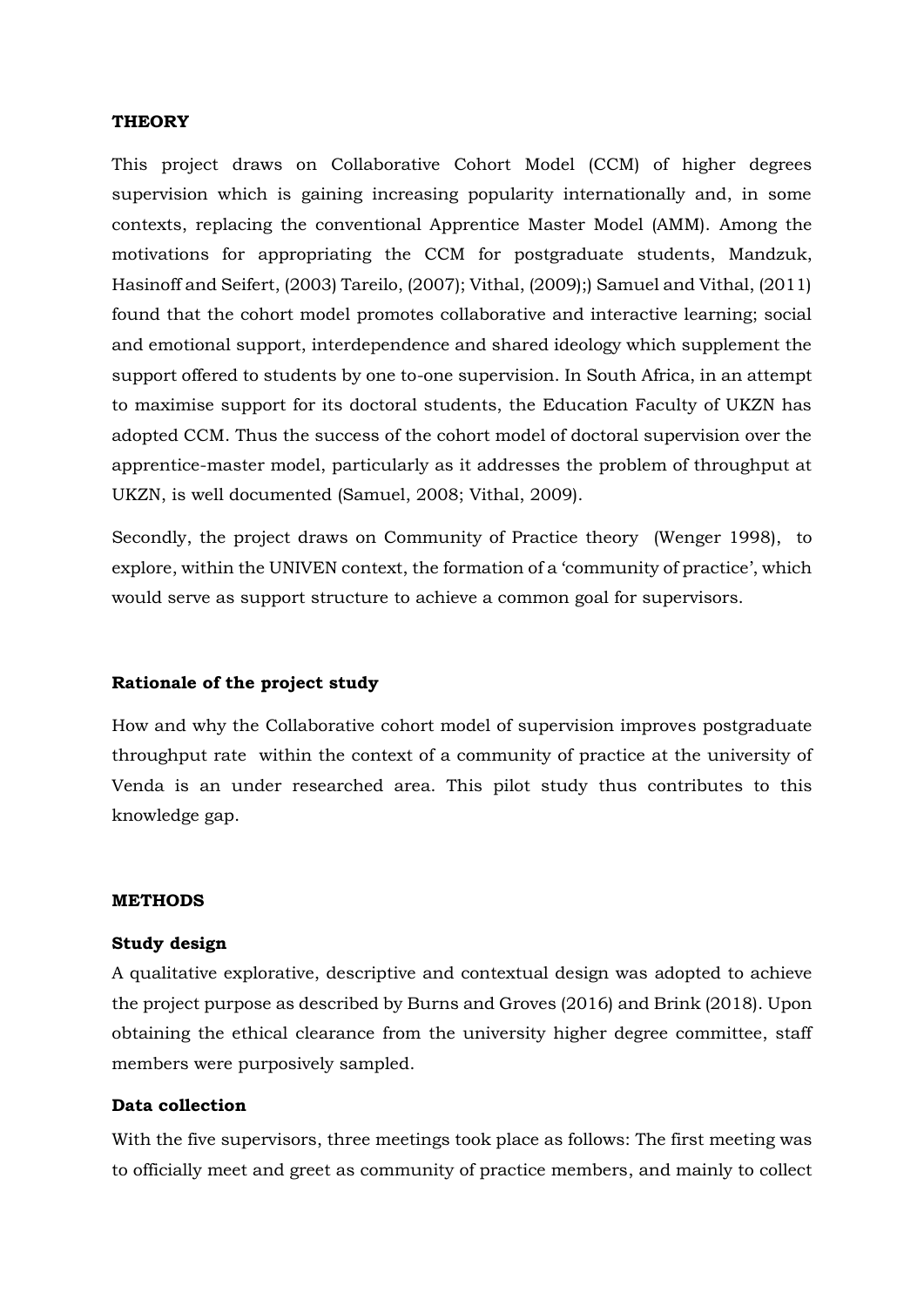**THEORY**

This project draws on Collaborative Cohort Model (CCM) of higher degrees supervision which is gaining increasing popularity internationally and, in some contexts, replacing the conventional Apprentice Master Model (AMM). Among the motivations for appropriating the CCM for postgraduate students, Mandzuk, Hasinoff and Seifert, (2003) Tareilo, (2007); Vithal, (2009);) Samuel and Vithal, (2011) found that the cohort model promotes collaborative and interactive learning; social and emotional support, interdependence and shared ideology which supplement the support offered to students by one to-one supervision. In South Africa, in an attempt to maximise support for its doctoral students, the Education Faculty of UKZN has adopted CCM. Thus the success of the cohort model of doctoral supervision over the apprentice-master model, particularly as it addresses the problem of throughput at UKZN, is well documented (Samuel, 2008; Vithal, 2009).

Secondly, the project draws on Community of Practice theory (Wenger 1998), to explore, within the UNIVEN context, the formation of a 'community of practice', which would serve as support structure to achieve a common goal for supervisors.

**Rationale of the project study**

How and why the Collaborative cohort model of supervision improves postgraduate throughput rate within the context of a community of practice at the university of Venda is an under researched area. This pilot study thus contributes to this knowledge gap.

**METHODS**

**Study design**

A qualitative explorative, descriptive and contextual design was adopted to achieve the project purpose as described by Burns and Groves (2016) and Brink (2018). Upon obtaining the ethical clearance from the university higher degree committee, staff members were purposively sampled.

**Data collection**

With the five supervisors, three meetings took place as follows: The first meeting was to officially meet and greet as community of practice members, and mainly to collect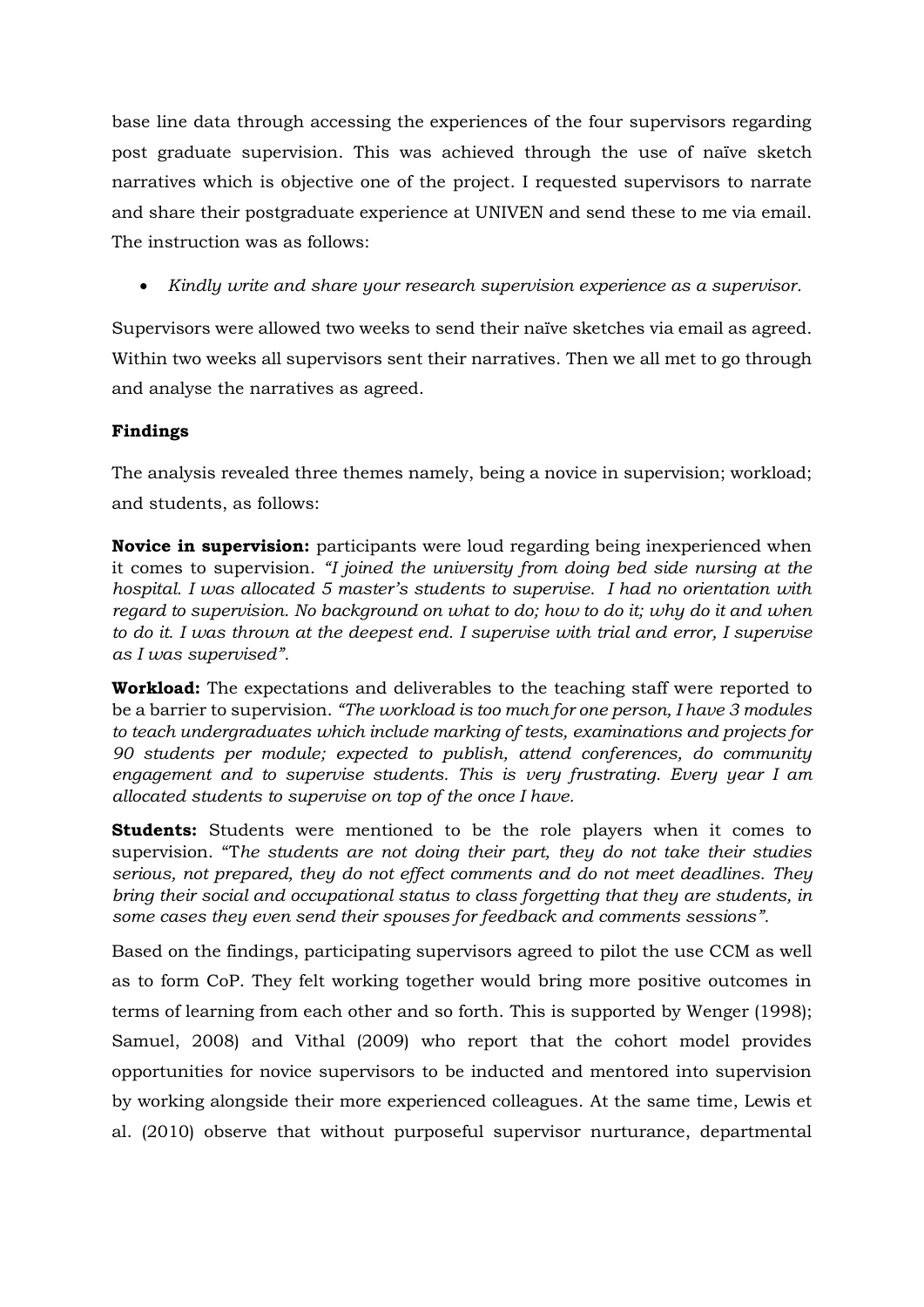base line data through accessing the experiences of the four supervisors regarding post graduate supervision. This was achieved through the use of naïve sketch narratives which is objective one of the project. I requested supervisors to narrate and share their postgraduate experience at UNIVEN and send these to me via email. The instruction was as follows:

- *Kindly write and share your research supervision experience as a supervisor.*

Supervisors were allowed two weeks to send their naïve sketches via email as agreed. Within two weeks all supervisors sent their narratives. Then we all met to go through and analyse the narratives as agreed.

**Findings**

The analysis revealed three themes namely, being a novice in supervision; workload; and students, as follows:

**Novice in supervision:** participants were loud regarding being inexperienced when it comes to supervision. *"I joined the university from doing bed side nursing at the hospital. I was allocated 5 master's students to supervise. I had no orientation with regard to supervision. No background on what to do; how to do it; why do it and when to do it. I was thrown at the deepest end. I supervise with trial and error, I supervise as I was supervised"*.

**Workload:** The expectations and deliverables to the teaching staff were reported to be a barrier to supervision. *"The workload is too much for one person, I have 3 modules to teach undergraduates which include marking of tests, examinations and projects for 90 students per module; expected to publish, attend conferences, do community engagement and to supervise students. This is very frustrating. Every year I am allocated students to supervise on top of the once I have.*

**Students:** Students were mentioned to be the role players when it comes to supervision. "T*he students are not doing their part, they do not take their studies serious, not prepared, they do not effect comments and do not meet deadlines. They bring their social and occupational status to class forgetting that they are students, in some cases they even send their spouses for feedback and comments sessions"*.

Based on the findings, participating supervisors agreed to pilot the use CCM as well as to form CoP. They felt working together would bring more positive outcomes in terms of learning from each other and so forth. This is supported by Wenger (1998); Samuel, 2008) and Vithal (2009) who report that the cohort model provides opportunities for novice supervisors to be inducted and mentored into supervision by working alongside their more experienced colleagues. At the same time, Lewis et al. (2010) observe that without purposeful supervisor nurturance, departmental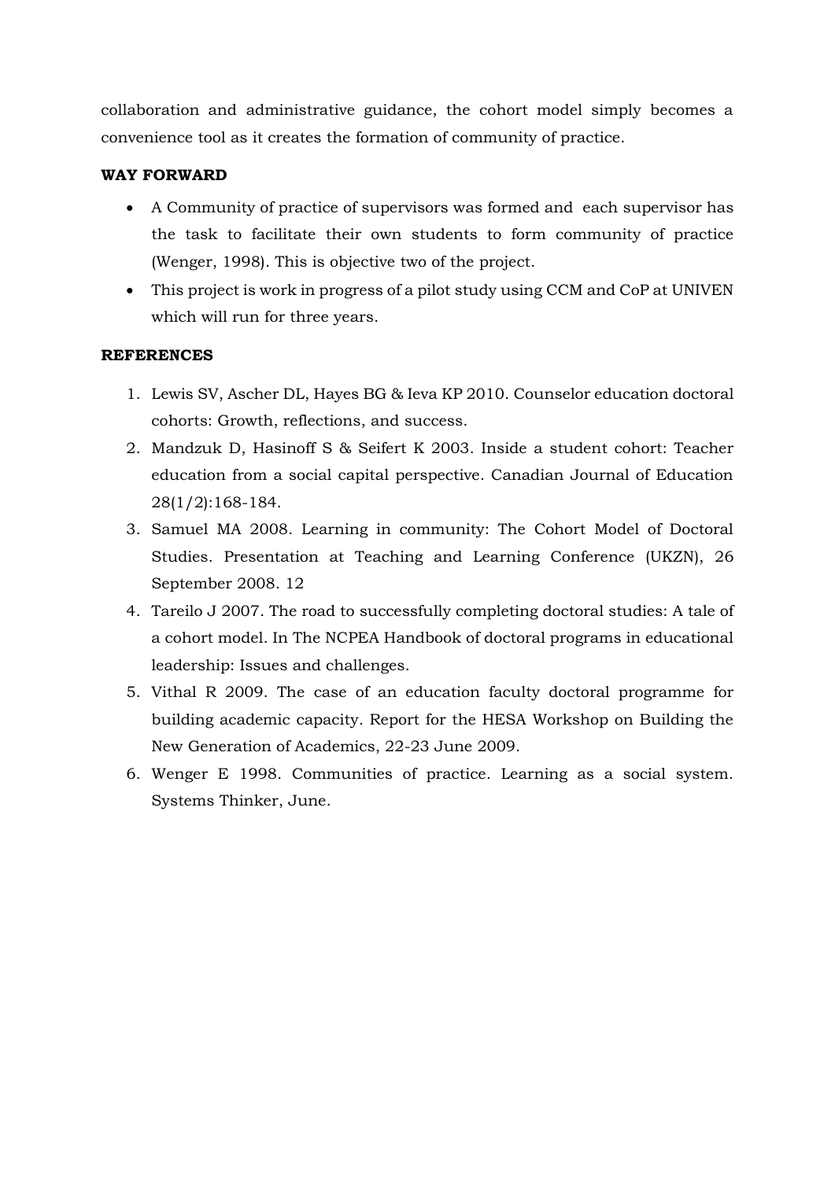collaboration and administrative guidance, the cohort model simply becomes a convenience tool as it creates the formation of community of practice.

**WAY FORWARD**

- A Community of practice of supervisors was formed and each supervisor has the task to facilitate their own students to form community of practice (Wenger, 1998). This is objective two of the project.
- This project is work in progress of a pilot study using CCM and CoP at UNIVEN which will run for three years.

**REFERENCES**

1. Lewis SV, Ascher DL, Hayes BG & Ieva KP 2010. Counselor education doctoral cohorts: Growth, reflections, and success.
2. Mandzuk D, Hasinoff S & Seifert K 2003. Inside a student cohort: Teacher education from a social capital perspective. Canadian Journal of Education 28(1/2):168-184.
3. Samuel MA 2008. Learning in community: The Cohort Model of Doctoral Studies. Presentation at Teaching and Learning Conference (UKZN), 26 September 2008. 12
4. Tareilo J 2007. The road to successfully completing doctoral studies: A tale of a cohort model. In The NCPEA Handbook of doctoral programs in educational leadership: Issues and challenges.
5. Vithal R 2009. The case of an education faculty doctoral programme for building academic capacity. Report for the HESA Workshop on Building the New Generation of Academics, 22-23 June 2009.
6. Wenger E 1998. Communities of practice. Learning as a social system. Systems Thinker, June.